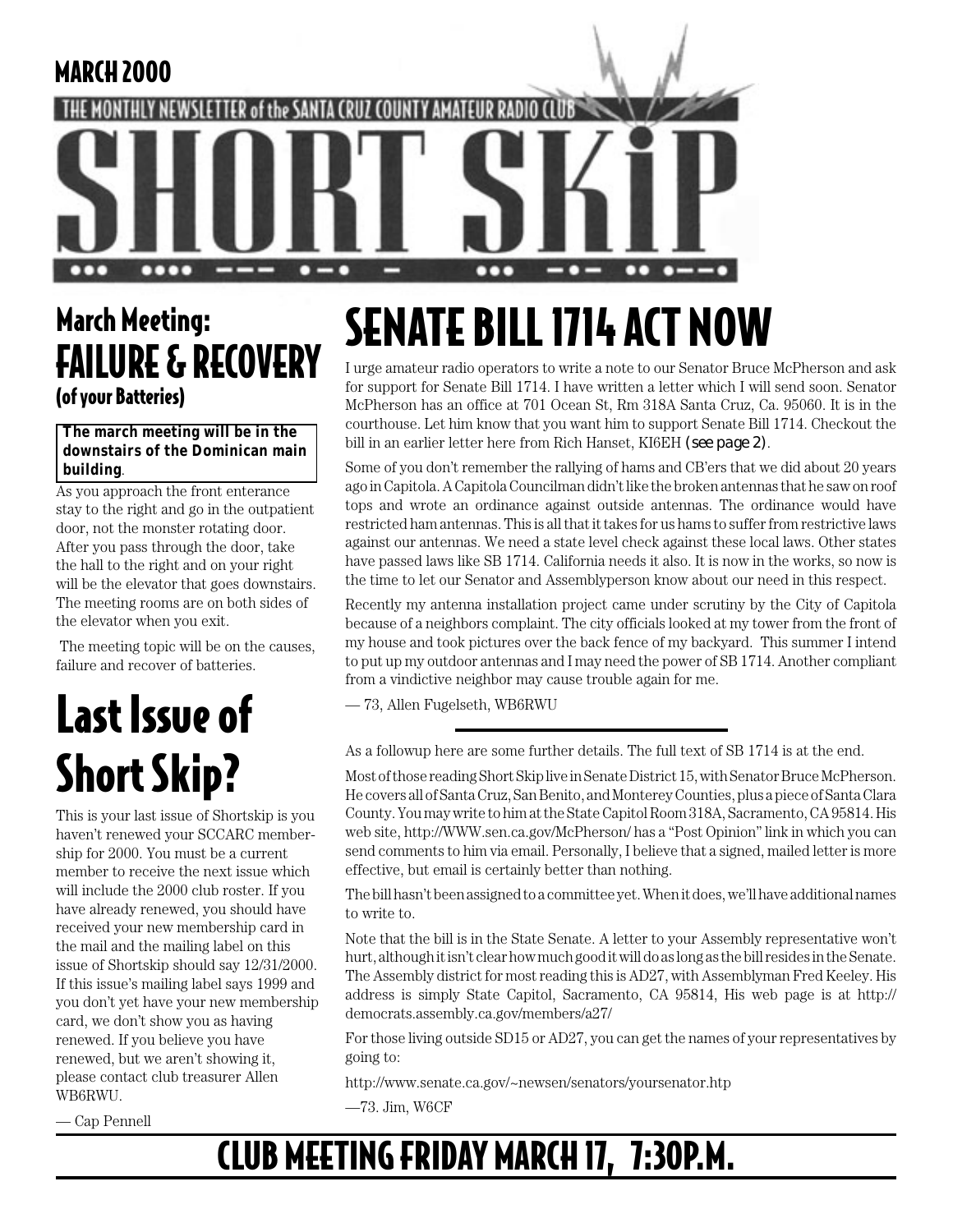MARCH 2000

THE MONTHLY NEWSLETTER of the SANTA CRUZ COUNTY AMATEUR RADIO CLUB

# SHORT SKiP

## March Meeting: FAILURE & RECOVERY (of your Batteries)

**The march meeting will be in the downstairs of the Dominican main building**.

As you approach the front enterance stay to the right and go in the outpatient door, not the monster rotating door. After you pass through the door, take the hall to the right and on your right will be the elevator that goes downstairs. The meeting rooms are on both sides of the elevator when you exit.

The meeting topic will be on the causes, failure and recover of batteries.

## Last Issue of Short Skip?

This is your last issue of Shortskip is you haven't renewed your SCCARC membership for 2000. You must be a current member to receive the next issue which will include the 2000 club roster. If you have already renewed, you should have received your new membership card in the mail and the mailing label on this issue of Shortskip should say 12/31/2000. If this issue's mailing label says 1999 and you don't yet have your new membership card, we don't show you as having renewed. If you believe you have renewed, but we aren't showing it, please contact club treasurer Allen WB6RWU.

— Cap Pennell

## SENATE BILL 1714 ACT NOW

I urge amateur radio operators to write a note to our Senator Bruce McPherson and ask for support for Senate Bill 1714. I have written a letter which I will send soon. Senator McPherson has an office at 701 Ocean St, Rm 318A Santa Cruz, Ca. 95060. It is in the courthouse. Let him know that you want him to support Senate Bill 1714. Checkout the bill in an earlier letter here from Rich Hanset, KI6EH *(see page 2)*.

Some of you don't remember the rallying of hams and CB'ers that we did about 20 years ago in Capitola. A Capitola Councilman didn't like the broken antennas that he saw on roof tops and wrote an ordinance against outside antennas. The ordinance would have restricted ham antennas. This is all that it takes for us hams to suffer from restrictive laws against our antennas. We need a state level check against these local laws. Other states have passed laws like SB 1714. California needs it also. It is now in the works, so now is the time to let our Senator and Assemblyperson know about our need in this respect.

Recently my antenna installation project came under scrutiny by the City of Capitola because of a neighbors complaint. The city officials looked at my tower from the front of my house and took pictures over the back fence of my backyard. This summer I intend to put up my outdoor antennas and I may need the power of SB 1714. Another compliant from a vindictive neighbor may cause trouble again for me.

— 73, Allen Fugelseth, WB6RWU

---

As a followup here are some further details. The full text of SB 1714 is at the end.

Most of those reading Short Skip live in Senate District 15, with Senator Bruce McPherson. He covers all of Santa Cruz, San Benito, and Monterey Counties, plus a piece of Santa Clara County. You may write to him at the State Capitol Room 318A, Sacramento, CA 95814. His web site, http://WWW.sen.ca.gov/McPherson/ has a "Post Opinion" link in which you can send comments to him via email. Personally, I believe that a signed, mailed letter is more effective, but email is certainly better than nothing.

The bill hasn't been assigned to a committee yet. When it does, we'll have additional names to write to.

Note that the bill is in the State Senate. A letter to your Assembly representative won't hurt, although it isn't clear how much good it will do as long as the bill resides in the Senate. The Assembly district for most reading this is AD27, with Assemblyman Fred Keeley. His address is simply State Capitol, Sacramento, CA 95814, His web page is at http://democrats.assembly.ca.gov/members/a27/

For those living outside SD15 or AD27, you can get the names of your representatives by going to:

http://www.senate.ca.gov/~newsen/senators/yoursenator.htp

—73. Jim, W6CF

## CLUB MEETING FRIDAY MARCH 17, 7:30P.M.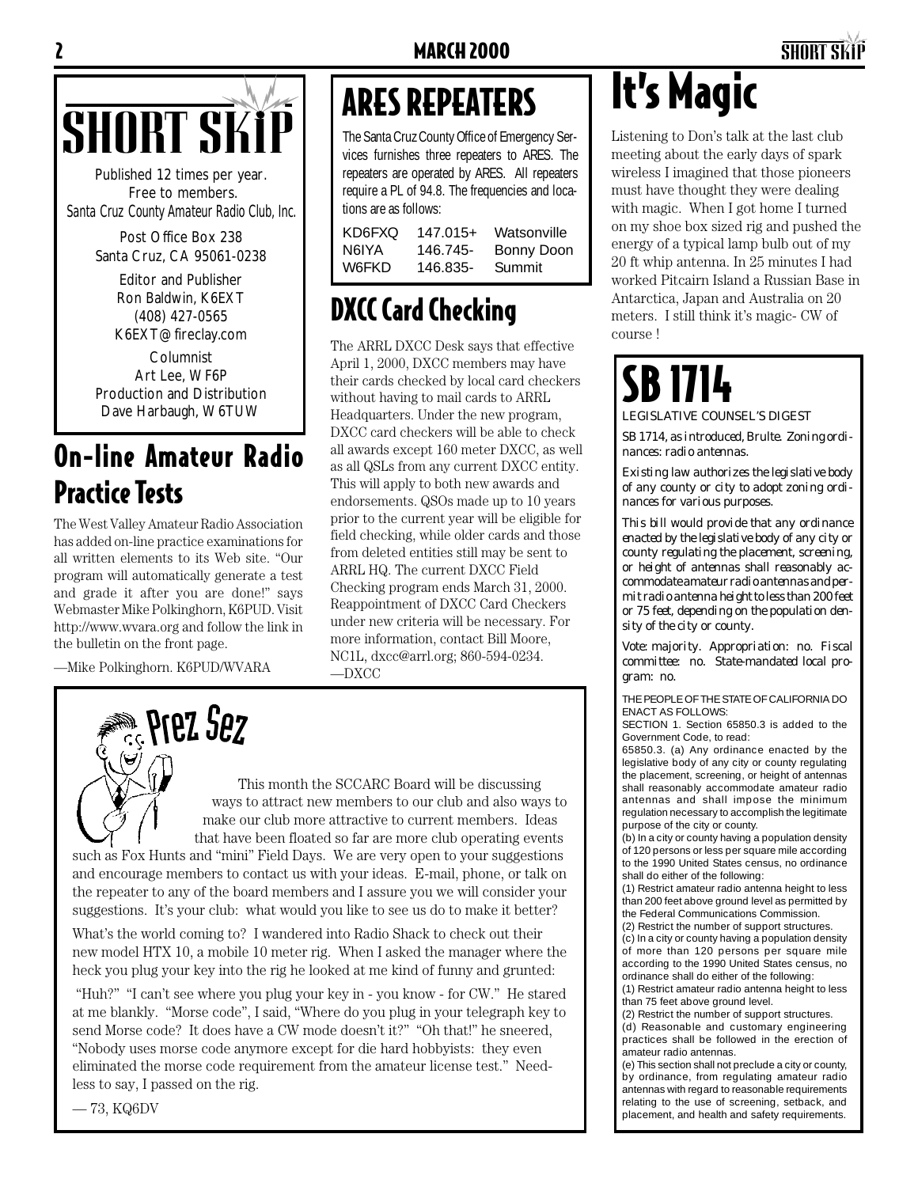# SHORT SKIP

Published 12 times per year.
Free to members.
Santa Cruz County Amateur Radio Club, Inc.

Post Office Box 238
Santa Cruz, CA 95061-0238

Editor and Publisher
Ron Baldwin, K6EXT
(408) 427-0565
K6EXT@fireclay.com

Columnist
Art Lee, WF6P
Production and Distribution
Dave Harbaugh, W6TUW

## On-line Amateur Radio Practice Tests

The West Valley Amateur Radio Association has added on-line practice examinations for all written elements to its Web site. "Our program will automatically generate a test and grade it after you are done!" says Webmaster Mike Polkinghorn, K6PUD. Visit http://www.wvara.org and follow the link in the bulletin on the front page.

—Mike Polkinghorn. K6PUD/WVARA

## ARES REPEATERS

The Santa Cruz County Office of Emergency Services furnishes three repeaters to ARES. The repeaters are operated by ARES. All repeaters require a PL of 94.8. The frequencies and locations are as follows:

| | | |
|---|---|---|
| KD6FXQ | 147.015+ | Watsonville |
| N6IYA | 146.745- | Bonny Doon |
| W6FKD | 146.835- | Summit |

## DXCC Card Checking

The ARRL DXCC Desk says that effective April 1, 2000, DXCC members may have their cards checked by local card checkers without having to mail cards to ARRL Headquarters. Under the new program, DXCC card checkers will be able to check all awards except 160 meter DXCC, as well as all QSLs from any current DXCC entity. This will apply to both new awards and endorsements. QSOs made up to 10 years prior to the current year will be eligible for field checking, while older cards and those from deleted entities still may be sent to ARRL HQ. The current DXCC Field Checking program ends March 31, 2000. Reappointment of DXCC Card Checkers under new criteria will be necessary. For more information, contact Bill Moore, NC1L, dxcc@arrl.org; 860-594-0234.
—DXCC

## It's Magic

Listening to Don's talk at the last club meeting about the early days of spark wireless I imagined that those pioneers must have thought they were dealing with magic. When I got home I turned on my shoe box sized rig and pushed the energy of a typical lamp bulb out of my 20 ft whip antenna. In 25 minutes I had worked Pitcairn Island a Russian Base in Antarctica, Japan and Australia on 20 meters. I still think it's magic- CW of course !

## SB 1714

LEGISLATIVE COUNSEL'S DIGEST

SB 1714, as introduced, Brulte. Zoning ordinances: radio antennas.

Existing law authorizes the legislative body of any county or city to adopt zoning ordinances for various purposes.

This bill would provide that any ordinance enacted by the legislative body of any city or county regulating the placement, screening, or height of antennas shall reasonably accommodate amateur radio antennas and permit radio antenna height to less than 200 feet or 75 feet, depending on the population density of the city or county.

Vote: majority. Appropriation: no. Fiscal committee: no. State-mandated local program: no.

THE PEOPLE OF THE STATE OF CALIFORNIA DO ENACT AS FOLLOWS:
SECTION 1. Section 65850.3 is added to the Government Code, to read:
65850.3. (a) Any ordinance enacted by the legislative body of any city or county regulating the placement, screening, or height of antennas shall reasonably accommodate amateur radio antennas and shall impose the minimum regulation necessary to accomplish the legitimate purpose of the city or county.
(b) In a city or county having a population density of 120 persons or less per square mile according to the 1990 United States census, no ordinance shall do either of the following:
(1) Restrict amateur radio antenna height to less than 200 feet above ground level as permitted by the Federal Communications Commission.
(2) Restrict the number of support structures.
(c) In a city or county having a population density of more than 120 persons per square mile according to the 1990 United States census, no ordinance shall do either of the following:
(1) Restrict amateur radio antenna height to less than 75 feet above ground level.
(2) Restrict the number of support structures.
(d) Reasonable and customary engineering practices shall be followed in the erection of amateur radio antennas.
(e) This section shall not preclude a city or county, by ordinance, from regulating amateur radio antennas with regard to reasonable requirements relating to the use of screening, setback, and placement, and health and safety requirements.

## Prez Sez

This month the SCCARC Board will be discussing ways to attract new members to our club and also ways to make our club more attractive to current members. Ideas that have been floated so far are more club operating events such as Fox Hunts and "mini" Field Days. We are very open to your suggestions and encourage members to contact us with your ideas. E-mail, phone, or talk on the repeater to any of the board members and I assure you we will consider your suggestions. It's your club: what would you like to see us do to make it better?

What's the world coming to? I wandered into Radio Shack to check out their new model HTX 10, a mobile 10 meter rig. When I asked the manager where the heck you plug your key into the rig he looked at me kind of funny and grunted:

"Huh?" "I can't see where you plug your key in - you know - for CW." He stared at me blankly. "Morse code", I said, "Where do you plug in your telegraph key to send Morse code? It does have a CW mode doesn't it?" "Oh that!" he sneered, "Nobody uses morse code anymore except for die hard hobbyists: they even eliminated the morse code requirement from the amateur license test." Needless to say, I passed on the rig.

— 73, KQ6DV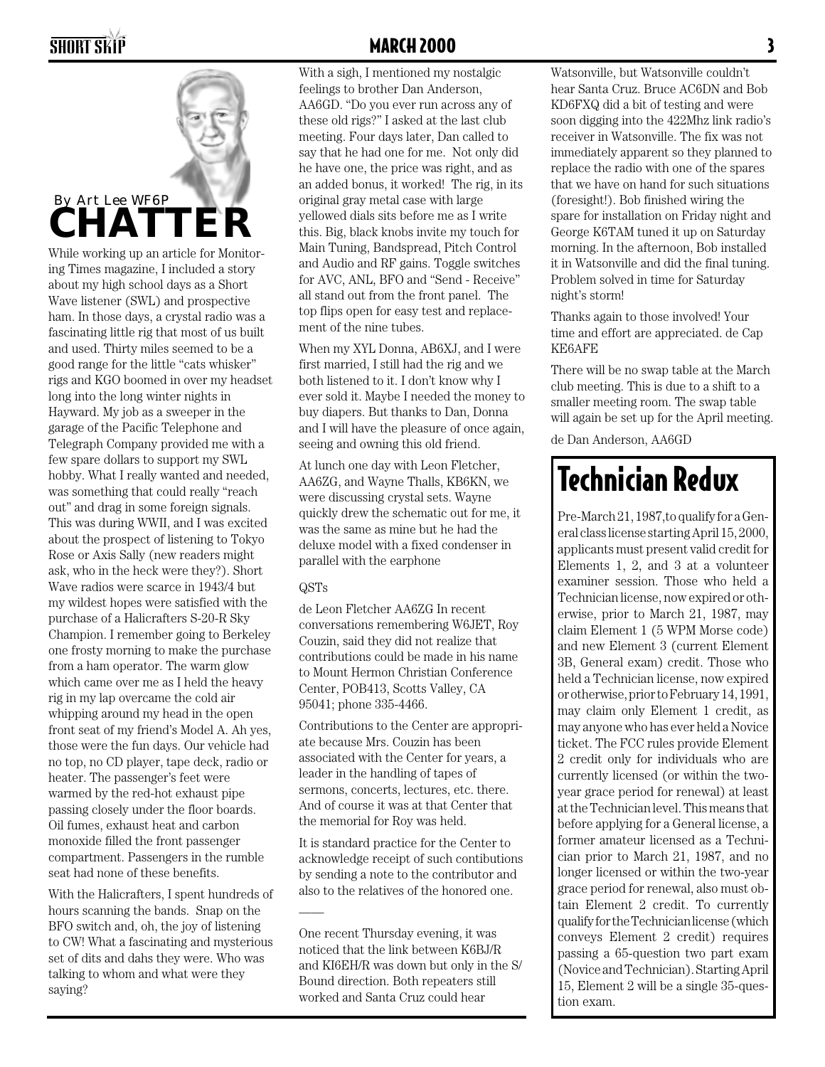# CHATTER

By Art Lee WF6P

While working up an article for Monitoring Times magazine, I included a story about my high school days as a Short Wave listener (SWL) and prospective ham. In those days, a crystal radio was a fascinating little rig that most of us built and used. Thirty miles seemed to be a good range for the little "cats whisker" rigs and KGO boomed in over my headset long into the long winter nights in Hayward. My job as a sweeper in the garage of the Pacific Telephone and Telegraph Company provided me with a few spare dollars to support my SWL hobby. What I really wanted and needed, was something that could really "reach out" and drag in some foreign signals. This was during WWII, and I was excited about the prospect of listening to Tokyo Rose or Axis Sally (new readers might ask, who in the heck were they?). Short Wave radios were scarce in 1943/4 but my wildest hopes were satisfied with the purchase of a Halicrafters S-20-R Sky Champion. I remember going to Berkeley one frosty morning to make the purchase from a ham operator. The warm glow which came over me as I held the heavy rig in my lap overcame the cold air whipping around my head in the open front seat of my friend's Model A. Ah yes, those were the fun days. Our vehicle had no top, no CD player, tape deck, radio or heater. The passenger's feet were warmed by the red-hot exhaust pipe passing closely under the floor boards. Oil fumes, exhaust heat and carbon monoxide filled the front passenger compartment. Passengers in the rumble seat had none of these benefits.

With the Halicrafters, I spent hundreds of hours scanning the bands. Snap on the BFO switch and, oh, the joy of listening to CW! What a fascinating and mysterious set of dits and dahs they were. Who was talking to whom and what were they saying?

With a sigh, I mentioned my nostalgic feelings to brother Dan Anderson, AA6GD. "Do you ever run across any of these old rigs?" I asked at the last club meeting. Four days later, Dan called to say that he had one for me. Not only did he have one, the price was right, and as an added bonus, it worked! The rig, in its original gray metal case with large yellowed dials sits before me as I write this. Big, black knobs invite my touch for Main Tuning, Bandspread, Pitch Control and Audio and RF gains. Toggle switches for AVC, ANL, BFO and "Send - Receive" all stand out from the front panel. The top flips open for easy test and replacement of the nine tubes.

When my XYL Donna, AB6XJ, and I were first married, I still had the rig and we both listened to it. I don't know why I ever sold it. Maybe I needed the money to buy diapers. But thanks to Dan, Donna and I will have the pleasure of once again, seeing and owning this old friend.

At lunch one day with Leon Fletcher, AA6ZG, and Wayne Thalls, KB6KN, we were discussing crystal sets. Wayne quickly drew the schematic out for me, it was the same as mine but he had the deluxe model with a fixed condenser in parallel with the earphone

QSTs

de Leon Fletcher AA6ZG In recent conversations remembering W6JET, Roy Couzin, said they did not realize that contributions could be made in his name to Mount Hermon Christian Conference Center, POB413, Scotts Valley, CA 95041; phone 335-4466.

Contributions to the Center are appropriate because Mrs. Couzin has been associated with the Center for years, a leader in the handling of tapes of sermons, concerts, lectures, etc. there. And of course it was at that Center that the memorial for Roy was held.

It is standard practice for the Center to acknowledge receipt of such contibutions by sending a note to the contributor and also to the relatives of the honored one.

——

One recent Thursday evening, it was noticed that the link between K6BJ/R and KI6EH/R was down but only in the S/Bound direction. Both repeaters still worked and Santa Cruz could hear Watsonville, but Watsonville couldn't hear Santa Cruz. Bruce AC6DN and Bob KD6FXQ did a bit of testing and were soon digging into the 422Mhz link radio's receiver in Watsonville. The fix was not immediately apparent so they planned to replace the radio with one of the spares that we have on hand for such situations (foresight!). Bob finished wiring the spare for installation on Friday night and George K6TAM tuned it up on Saturday morning. In the afternoon, Bob installed it in Watsonville and did the final tuning. Problem solved in time for Saturday night's storm!

Thanks again to those involved! Your time and effort are appreciated. de Cap KE6AFE

There will be no swap table at the March club meeting. This is due to a shift to a smaller meeting room. The swap table will again be set up for the April meeting.

de Dan Anderson, AA6GD

## Technician Redux

Pre-March 21, 1987, to qualify for a General class license starting April 15, 2000, applicants must present valid credit for Elements 1, 2, and 3 at a volunteer examiner session. Those who held a Technician license, now expired or otherwise, prior to March 21, 1987, may claim Element 1 (5 WPM Morse code) and new Element 3 (current Element 3B, General exam) credit. Those who held a Technician license, now expired or otherwise, prior to February 14, 1991, may claim only Element 1 credit, as may anyone who has ever held a Novice ticket. The FCC rules provide Element 2 credit only for individuals who are currently licensed (or within the two-year grace period for renewal) at least at the Technician level. This means that before applying for a General license, a former amateur licensed as a Technician prior to March 21, 1987, and no longer licensed or within the two-year grace period for renewal, also must obtain Element 2 credit. To currently qualify for the Technician license (which conveys Element 2 credit) requires passing a 65-question two part exam (Novice and Technician). Starting April 15, Element 2 will be a single 35-question exam.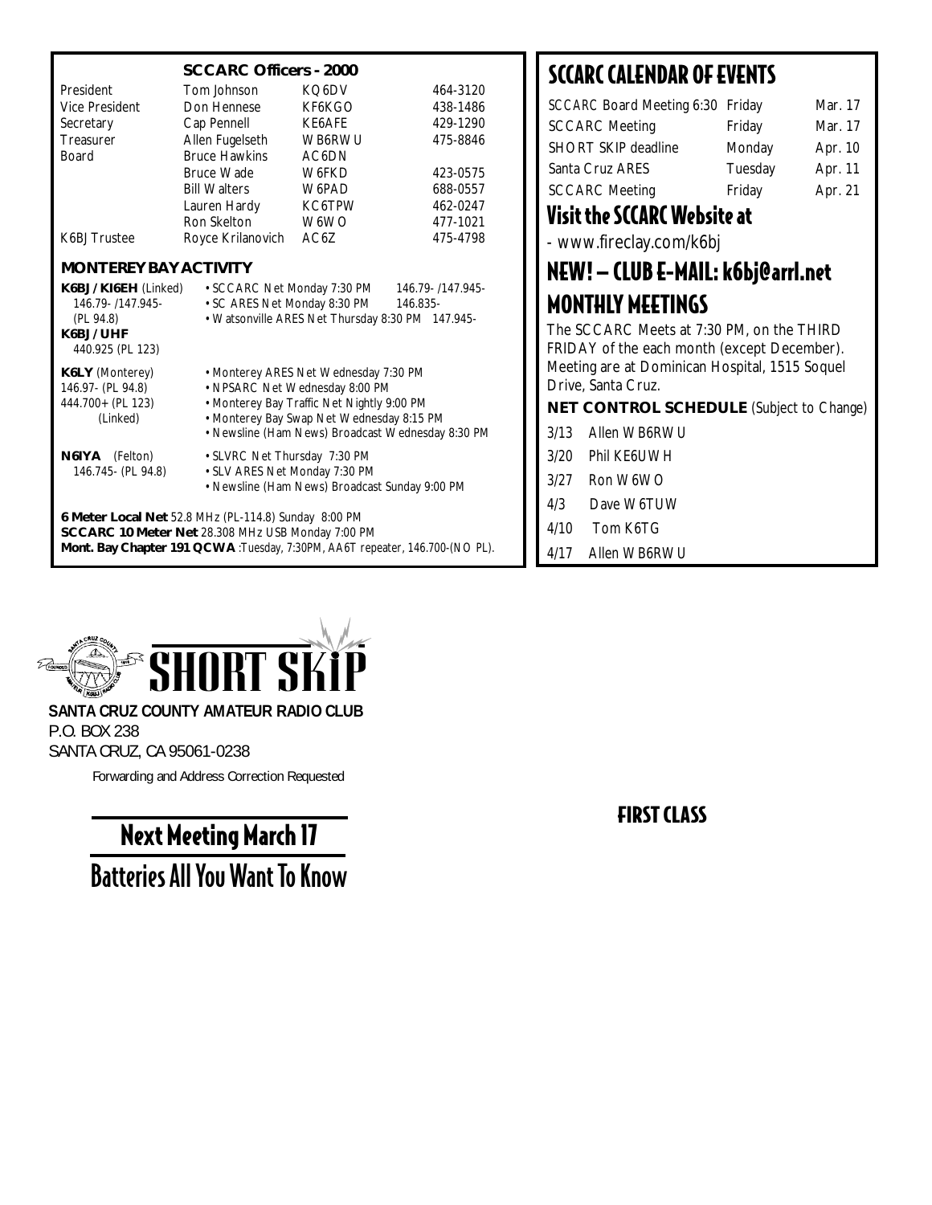## SCCARC Officers - 2000

| | | | |
|---|---|---|---|
| President | Tom Johnson | KQ6DV | 464-3120 |
| Vice President | Don Hennese | KF6KGO | 438-1486 |
| Secretary | Cap Pennell | KE6AFE | 429-1290 |
| Treasurer | Allen Fugelseth | WB6RWU | 475-8846 |
| Board | Bruce Hawkins | AC6DN | |
| | Bruce Wade | W6FKD | 423-0575 |
| | Bill Walters | W6PAD | 688-0557 |
| | Lauren Hardy | KC6TPW | 462-0247 |
| | Ron Skelton | W6WO | 477-1021 |
| K6BJ Trustee | Royce Krilanovich | AC6Z | 475-4798 |

## MONTEREY BAY ACTIVITY

**K6BJ/KI6EH** (Linked) 146.79- /147.945- (PL 94.8)
**K6BJ/UHF** 440.925 (PL 123)

- SCCARC Net Monday 7:30 PM 146.79- /147.945-
- SC ARES Net Monday 8:30 PM 146.835-
- Watsonville ARES Net Thursday 8:30 PM 147.945-

**K6LY** (Monterey) 146.97- (PL 94.8) 444.700+ (PL 123) (Linked)

- Monterey ARES Net Wednesday 7:30 PM
- NPSARC Net Wednesday 8:00 PM
- Monterey Bay Traffic Net Nightly 9:00 PM
- Monterey Bay Swap Net Wednesday 8:15 PM
- Newsline (Ham News) Broadcast Wednesday 8:30 PM

**N6IYA** (Felton) 146.745- (PL 94.8)

- SLVRC Net Thursday 7:30 PM
- SLV ARES Net Monday 7:30 PM
- Newsline (Ham News) Broadcast Sunday 9:00 PM

**6 Meter Local Net** 52.8 MHz (PL-114.8) Sunday 8:00 PM
**SCCARC 10 Meter Net** 28.308 MHz USB Monday 7:00 PM
**Mont. Bay Chapter 191 QCWA** :Tuesday, 7:30PM, AA6T repeater, 146.700-(NO PL).

## SCCARC CALENDAR OF EVENTS

| | | |
|---|---|---|
| SCCARC Board Meeting 6:30 | Friday | Mar. 17 |
| SCCARC Meeting | Friday | Mar. 17 |
| SHORT SKIP deadline | Monday | Apr. 10 |
| Santa Cruz ARES | Tuesday | Apr. 11 |
| SCCARC Meeting | Friday | Apr. 21 |

## Visit the SCCARC Website at

- www.fireclay.com/k6bj

## NEW! — CLUB E-MAIL: k6bj@arrl.net

## MONTHLY MEETINGS

The SCCARC Meets at 7:30 PM, on the THIRD FRIDAY of the each month (except December). Meeting are at Dominican Hospital, 1515 Soquel Drive, Santa Cruz.

**NET CONTROL SCHEDULE** (Subject to Change)

- 3/13 Allen WB6RWU
- 3/20 Phil KE6UWH
- 3/27 Ron W6WO
- 4/3 Dave W6TUW
- 4/10 Tom K6TG
- 4/17 Allen WB6RWU

# SHORT SKIP

SANTA CRUZ COUNTY AMATEUR RADIO CLUB
P.O. BOX 238
SANTA CRUZ, CA 95061-0238

Forwarding and Address Correction Requested

**FIRST CLASS**

## Next Meeting March 17

## Batteries All You Want To Know